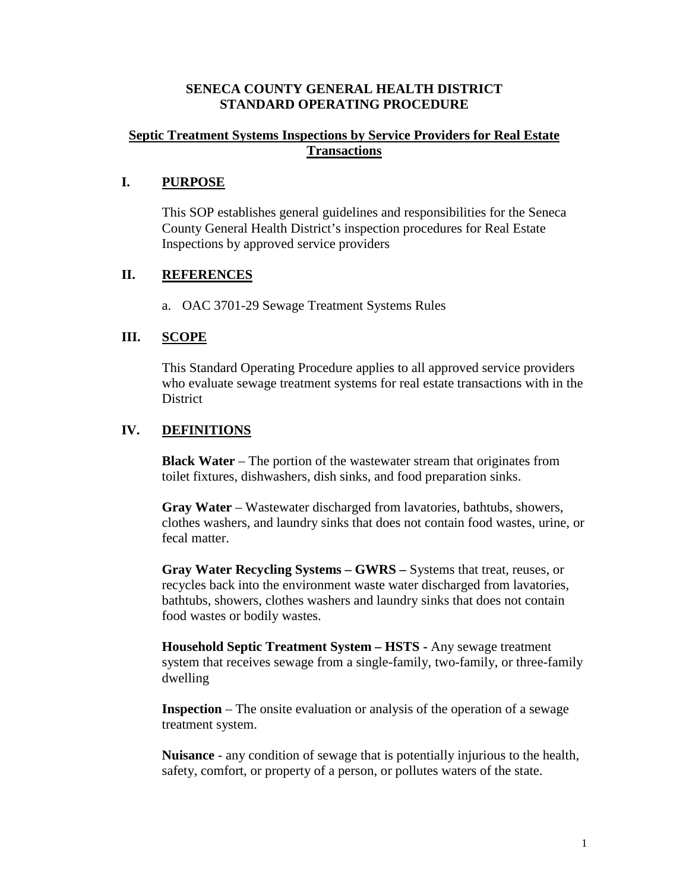**SENECA COUNTY GENERAL HEALTH DISTRICT**
**STANDARD OPERATING PROCEDURE**

# Septic Treatment Systems Inspections by Service Providers for Real Estate Transactions

## I. PURPOSE

This SOP establishes general guidelines and responsibilities for the Seneca County General Health District's inspection procedures for Real Estate Inspections by approved service providers

## II. REFERENCES

a. OAC 3701-29 Sewage Treatment Systems Rules

## III. SCOPE

This Standard Operating Procedure applies to all approved service providers who evaluate sewage treatment systems for real estate transactions with in the District

## IV. DEFINITIONS

**Black Water** – The portion of the wastewater stream that originates from toilet fixtures, dishwashers, dish sinks, and food preparation sinks.

**Gray Water** – Wastewater discharged from lavatories, bathtubs, showers, clothes washers, and laundry sinks that does not contain food wastes, urine, or fecal matter.

**Gray Water Recycling Systems – GWRS –** Systems that treat, reuses, or recycles back into the environment waste water discharged from lavatories, bathtubs, showers, clothes washers and laundry sinks that does not contain food wastes or bodily wastes.

**Household Septic Treatment System – HSTS -** Any sewage treatment system that receives sewage from a single-family, two-family, or three-family dwelling

**Inspection** – The onsite evaluation or analysis of the operation of a sewage treatment system.

**Nuisance** - any condition of sewage that is potentially injurious to the health, safety, comfort, or property of a person, or pollutes waters of the state.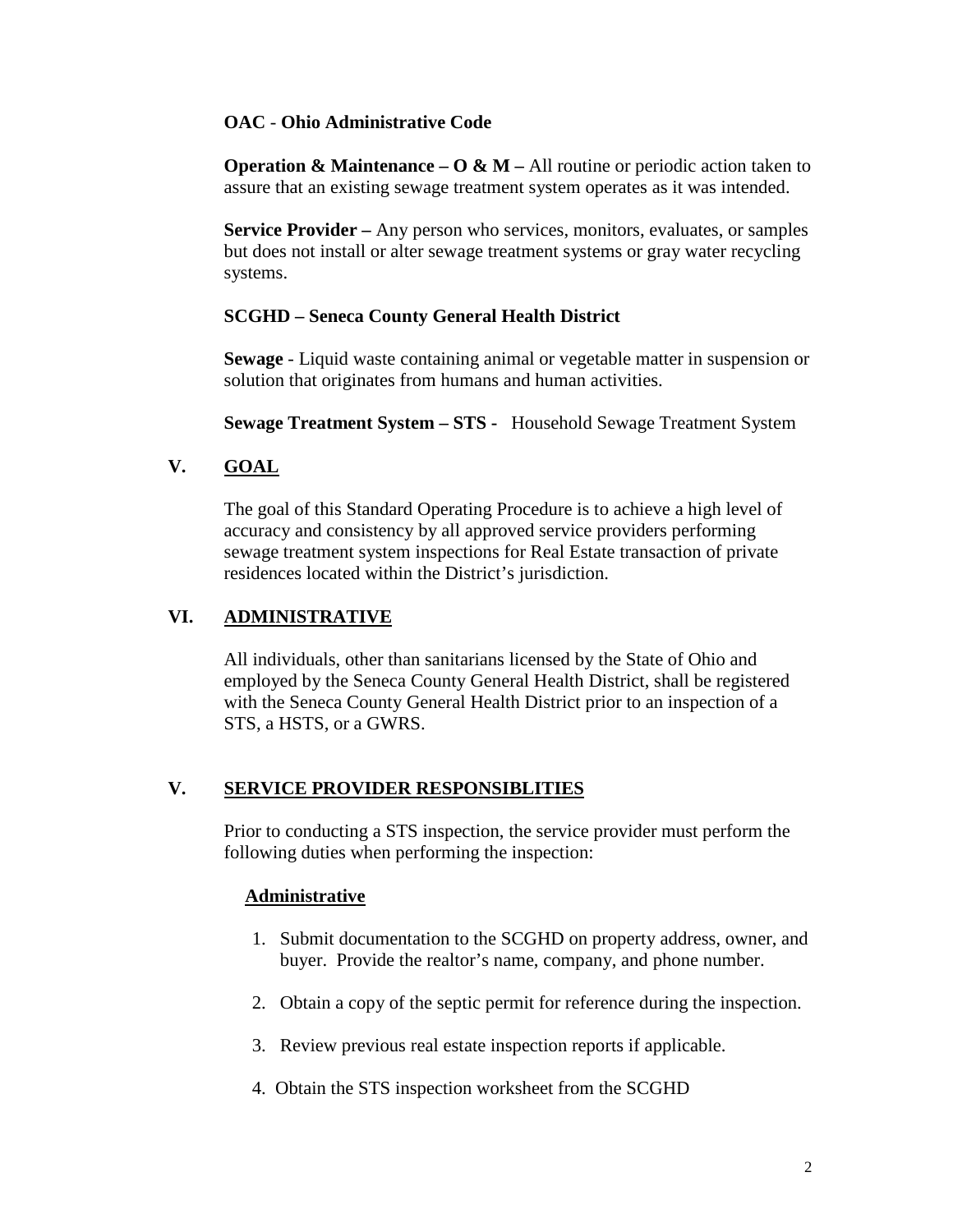**OAC** - **Ohio Administrative Code**

**Operation & Maintenance – O & M –** All routine or periodic action taken to assure that an existing sewage treatment system operates as it was intended.

**Service Provider –** Any person who services, monitors, evaluates, or samples but does not install or alter sewage treatment systems or gray water recycling systems.

**SCGHD – Seneca County General Health District**

**Sewage** - Liquid waste containing animal or vegetable matter in suspension or solution that originates from humans and human activities.

**Sewage Treatment System – STS -** Household Sewage Treatment System

## V. GOAL

The goal of this Standard Operating Procedure is to achieve a high level of accuracy and consistency by all approved service providers performing sewage treatment system inspections for Real Estate transaction of private residences located within the District's jurisdiction.

## VI. ADMINISTRATIVE

All individuals, other than sanitarians licensed by the State of Ohio and employed by the Seneca County General Health District, shall be registered with the Seneca County General Health District prior to an inspection of a STS, a HSTS, or a GWRS.

## V. SERVICE PROVIDER RESPONSIBLITIES

Prior to conducting a STS inspection, the service provider must perform the following duties when performing the inspection:

### Administrative

1. Submit documentation to the SCGHD on property address, owner, and buyer. Provide the realtor's name, company, and phone number.
2. Obtain a copy of the septic permit for reference during the inspection.
3. Review previous real estate inspection reports if applicable.
4. Obtain the STS inspection worksheet from the SCGHD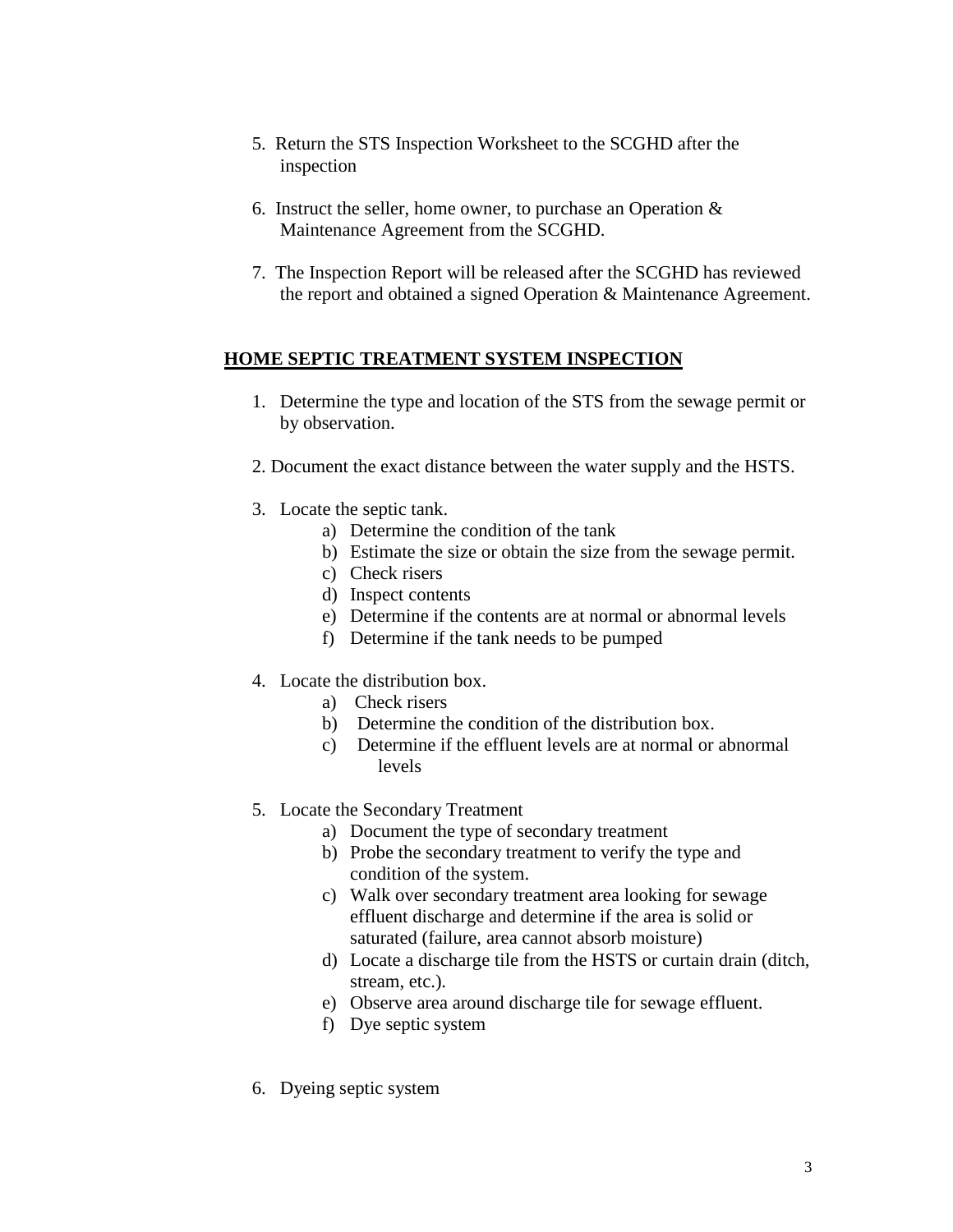5. Return the STS Inspection Worksheet to the SCGHD after the inspection

6. Instruct the seller, home owner, to purchase an Operation & Maintenance Agreement from the SCGHD.

7. The Inspection Report will be released after the SCGHD has reviewed the report and obtained a signed Operation & Maintenance Agreement.

## HOME SEPTIC TREATMENT SYSTEM INSPECTION

1. Determine the type and location of the STS from the sewage permit or by observation.

2. Document the exact distance between the water supply and the HSTS.

3. Locate the septic tank.
   a) Determine the condition of the tank
   b) Estimate the size or obtain the size from the sewage permit.
   c) Check risers
   d) Inspect contents
   e) Determine if the contents are at normal or abnormal levels
   f) Determine if the tank needs to be pumped

4. Locate the distribution box.
   a) Check risers
   b) Determine the condition of the distribution box.
   c) Determine if the effluent levels are at normal or abnormal levels

5. Locate the Secondary Treatment
   a) Document the type of secondary treatment
   b) Probe the secondary treatment to verify the type and condition of the system.
   c) Walk over secondary treatment area looking for sewage effluent discharge and determine if the area is solid or saturated (failure, area cannot absorb moisture)
   d) Locate a discharge tile from the HSTS or curtain drain (ditch, stream, etc.).
   e) Observe area around discharge tile for sewage effluent.
   f) Dye septic system

6. Dyeing septic system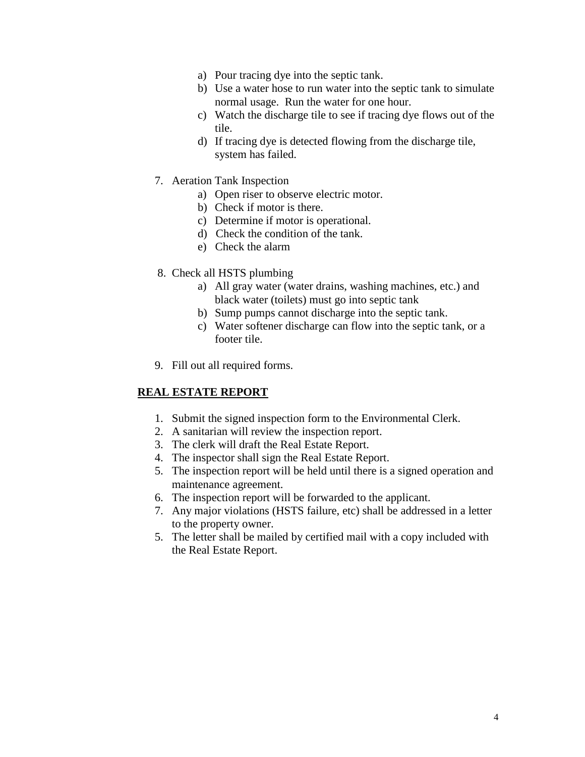a) Pour tracing dye into the septic tank.
b) Use a water hose to run water into the septic tank to simulate normal usage. Run the water for one hour.
c) Watch the discharge tile to see if tracing dye flows out of the tile.
d) If tracing dye is detected flowing from the discharge tile, system has failed.

7. Aeration Tank Inspection
   a) Open riser to observe electric motor.
   b) Check if motor is there.
   c) Determine if motor is operational.
   d) Check the condition of the tank.
   e) Check the alarm

8. Check all HSTS plumbing
   a) All gray water (water drains, washing machines, etc.) and black water (toilets) must go into septic tank
   b) Sump pumps cannot discharge into the septic tank.
   c) Water softener discharge can flow into the septic tank, or a footer tile.

9. Fill out all required forms.

## REAL ESTATE REPORT

1. Submit the signed inspection form to the Environmental Clerk.
2. A sanitarian will review the inspection report.
3. The clerk will draft the Real Estate Report.
4. The inspector shall sign the Real Estate Report.
5. The inspection report will be held until there is a signed operation and maintenance agreement.
6. The inspection report will be forwarded to the applicant.
7. Any major violations (HSTS failure, etc) shall be addressed in a letter to the property owner.
5. The letter shall be mailed by certified mail with a copy included with the Real Estate Report.